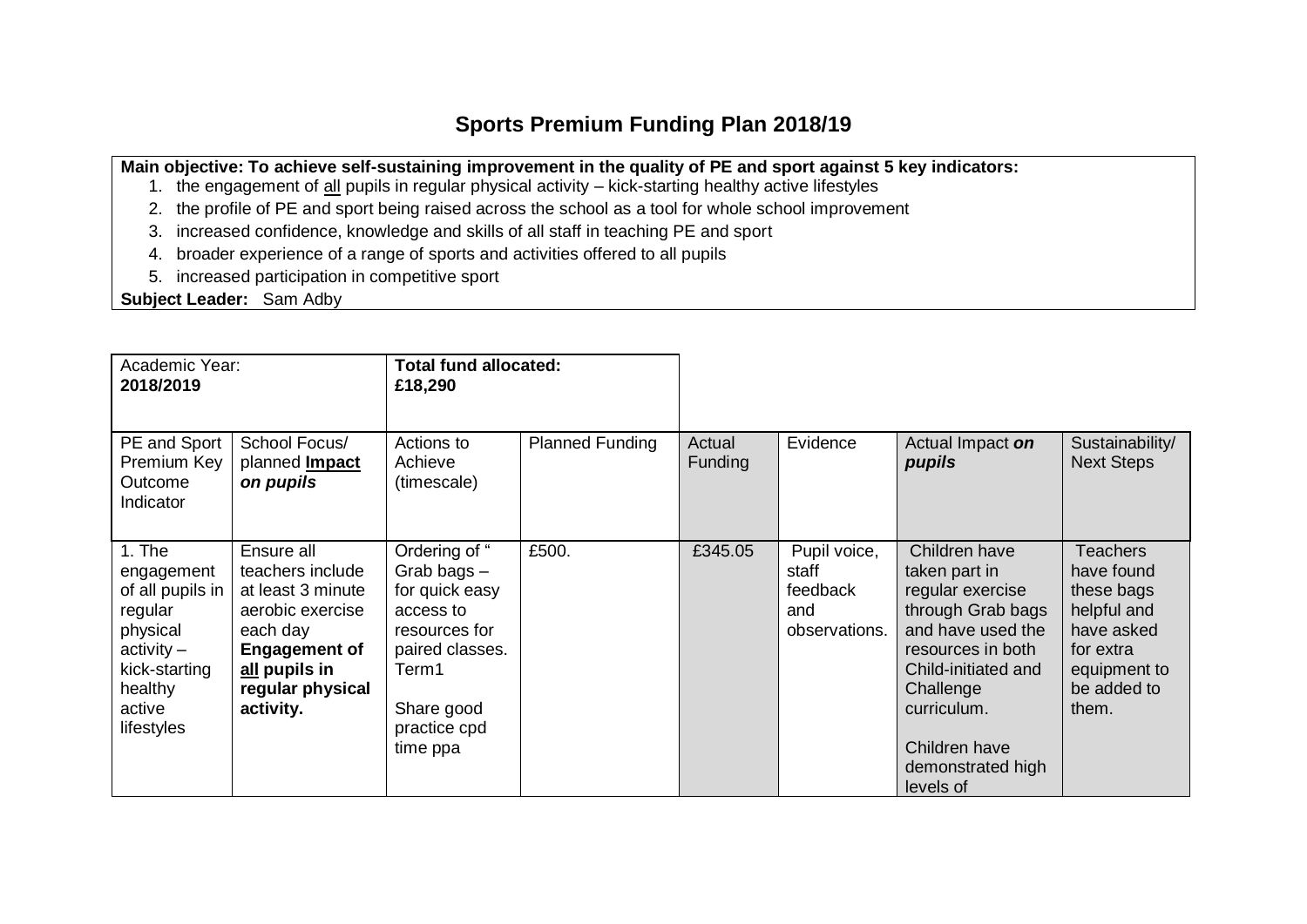# Sports Premium Funding Plan 2018/19

**Main objective: To achieve self-sustaining improvement in the quality of PE and sport against 5 key indicators:**

1. the engagement of <u>all</u> pupils in regular physical activity – kick-starting healthy active lifestyles
2. the profile of PE and sport being raised across the school as a tool for whole school improvement
3. increased confidence, knowledge and skills of all staff in teaching PE and sport
4. broader experience of a range of sports and activities offered to all pupils
5. increased participation in competitive sport

**Subject Leader:** Sam Adby

| Academic Year: **2018/2019** | | **Total fund allocated: £18,290** | | | | | |
|---|---|---|---|---|---|---|---|
| PE and Sport Premium Key Outcome Indicator | School Focus/ planned **<u>Impact</u> *on pupils*** | Actions to Achieve (timescale) | Planned Funding | Actual Funding | Evidence | Actual Impact ***on pupils*** | Sustainability/ Next Steps |
| 1. The engagement of all pupils in regular physical activity – kick-starting healthy active lifestyles | Ensure all teachers include at least 3 minute aerobic exercise each day **Engagement of <u>all</u> pupils in regular physical activity.** | Ordering of " Grab bags – for quick easy access to resources for paired classes. Term1<br><br>Share good practice cpd time ppa | £500. | £345.05 | Pupil voice, staff feedback and observations. | Children have taken part in regular exercise through Grab bags and have used the resources in both Child-initiated and Challenge curriculum.<br><br>Children have demonstrated high levels of | Teachers have found these bags helpful and have asked for extra equipment to be added to them. |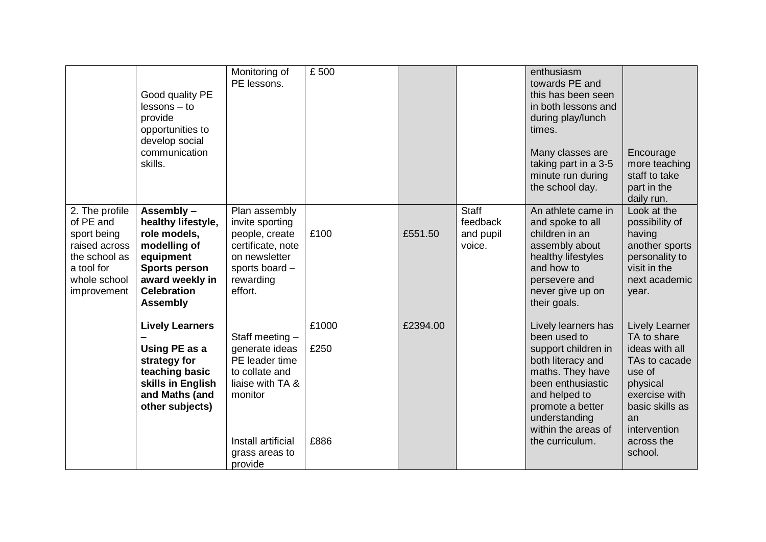| | | | | | | | |
|---|---|---|---|---|---|---|---|
| | Good quality PE lessons – to provide opportunities to develop social communication skills. | Monitoring of PE lessons. | £ 500 | | | enthusiasm towards PE and this has been seen in both lessons and during play/lunch times.<br><br>Many classes are taking part in a 3-5 minute run during the school day. | Encourage more teaching staff to take part in the daily run. |
| 2. The profile of PE and sport being raised across the school as a tool for whole school improvement | **Assembly – healthy lifestyle, role models, modelling of equipment Sports person award weekly in Celebration Assembly** | Plan assembly invite sporting people, create certificate, note on newsletter sports board – rewarding effort. | £100 | £551.50 | Staff feedback and pupil voice. | An athlete came in and spoke to all children in an assembly about healthy lifestyles and how to persevere and never give up on their goals. | Look at the possibility of having another sports personality to visit in the next academic year. |
| | **Lively Learners –**<br>**Using PE as a strategy for teaching basic skills in English and Maths (and other subjects)** | Staff meeting – generate ideas PE leader time to collate and liaise with TA & monitor<br><br>Install artificial grass areas to provide | £1000<br><br>£250<br><br>£886 | £2394.00 | | Lively learners has been used to support children in both literacy and maths. They have been enthusiastic and helped to promote a better understanding within the areas of the curriculum. | Lively Learner TA to share ideas with all TAs to cacade use of physical exercise with basic skills as an intervention across the school. |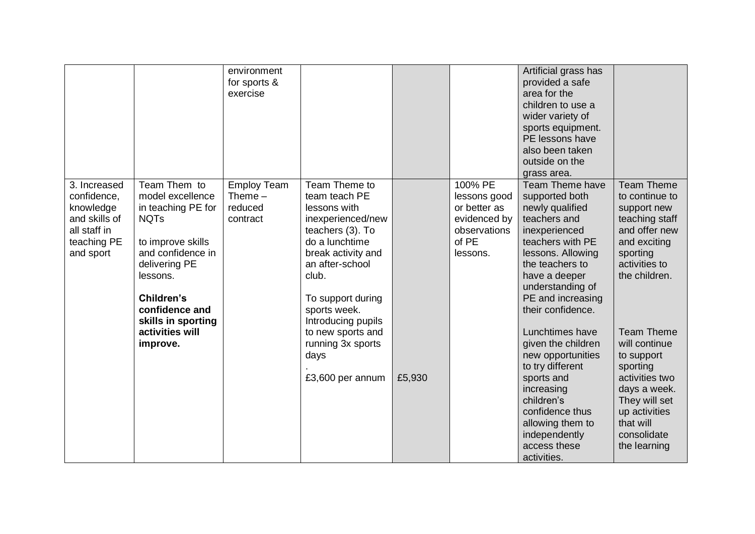|  |  |  |  |  |  |  |  |
|---|---|---|---|---|---|---|---|
|  |  | environment for sports & exercise |  |  |  | Artificial grass has provided a safe area for the children to use a wider variety of sports equipment. PE lessons have also been taken outside on the grass area. |  |
| 3. Increased confidence, knowledge and skills of all staff in teaching PE and sport | Team Them to model excellence in teaching PE for NQTs<br><br>to improve skills and confidence in delivering PE lessons.<br><br>**Children's confidence and skills in sporting activities will improve.** | Employ Team Theme – reduced contract | Team Theme to team teach PE lessons with inexperienced/new teachers (3). To do a lunchtime break activity and an after-school club.<br><br>To support during sports week. Introducing pupils to new sports and running 3x sports days<br><br>.<br><br>£3,600 per annum | £5,930 | 100% PE lessons good or better as evidenced by observations of PE lessons. | Team Theme have supported both newly qualified teachers and inexperienced teachers with PE lessons. Allowing the teachers to have a deeper understanding of PE and increasing their confidence.<br><br>Lunchtimes have given the children new opportunities to try different sports and increasing children's confidence thus allowing them to independently access these activities. | Team Theme to continue to support new teaching staff and offer new and exciting sporting activities to the children.<br><br>Team Theme will continue to support sporting activities two days a week. They will set up activities that will consolidate the learning |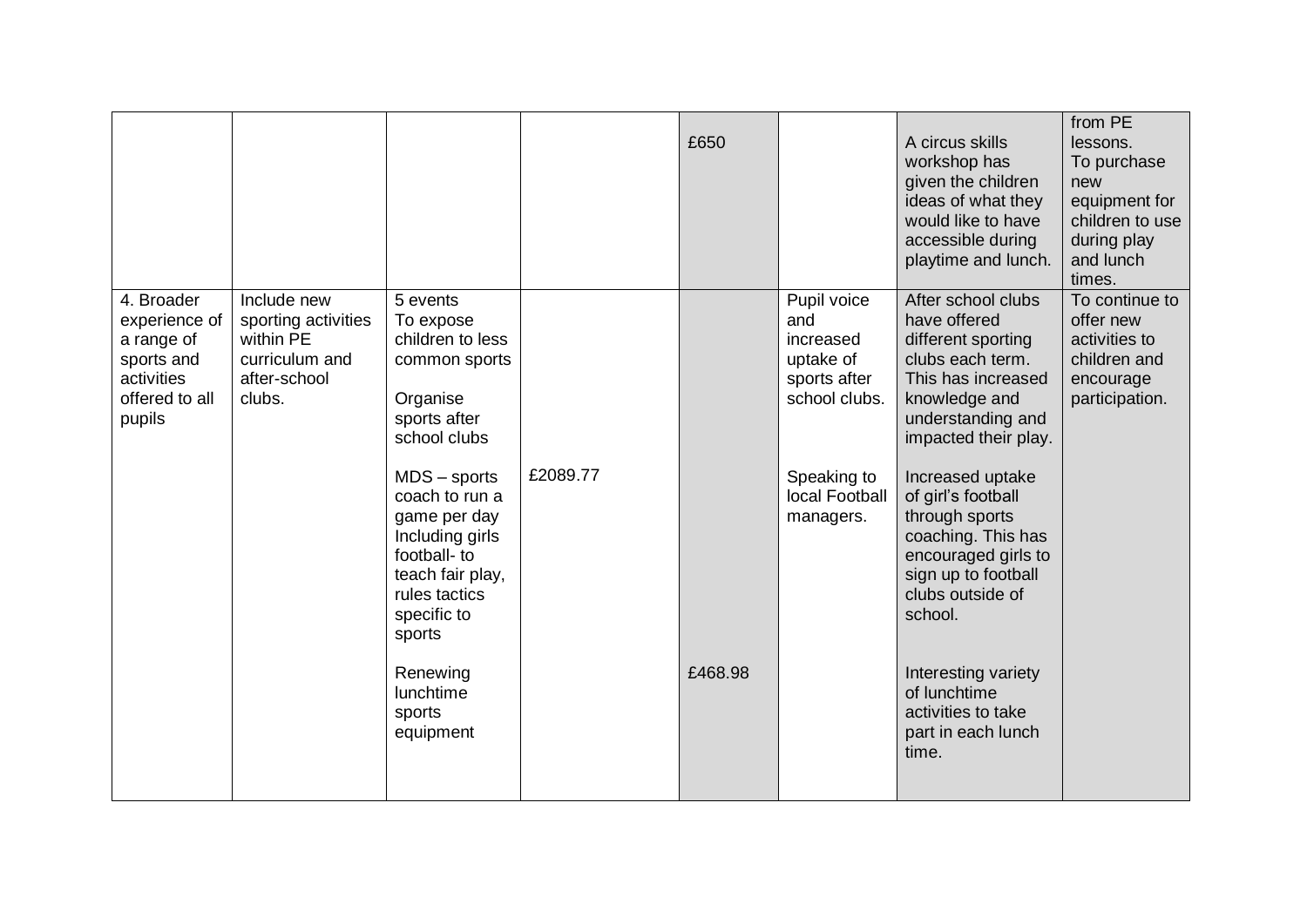| | | | | | | | |
|---|---|---|---|---|---|---|---|
| | | | | £650 | | A circus skills workshop has given the children ideas of what they would like to have accessible during playtime and lunch. | from PE lessons. To purchase new equipment for children to use during play and lunch times. |
| 4. Broader experience of a range of sports and activities offered to all pupils | Include new sporting activities within PE curriculum and after-school clubs. | 5 events To expose children to less common sports<br><br>Organise sports after school clubs | | | Pupil voice and increased uptake of sports after school clubs. | After school clubs have offered different sporting clubs each term. This has increased knowledge and understanding and impacted their play. | To continue to offer new activities to children and encourage participation. |
| | | MDS – sports coach to run a game per day Including girls football- to teach fair play, rules tactics specific to sports | £2089.77 | | Speaking to local Football managers. | Increased uptake of girl's football through sports coaching. This has encouraged girls to sign up to football clubs outside of school. | |
| | | Renewing lunchtime sports equipment | | £468.98 | | Interesting variety of lunchtime activities to take part in each lunch time. | |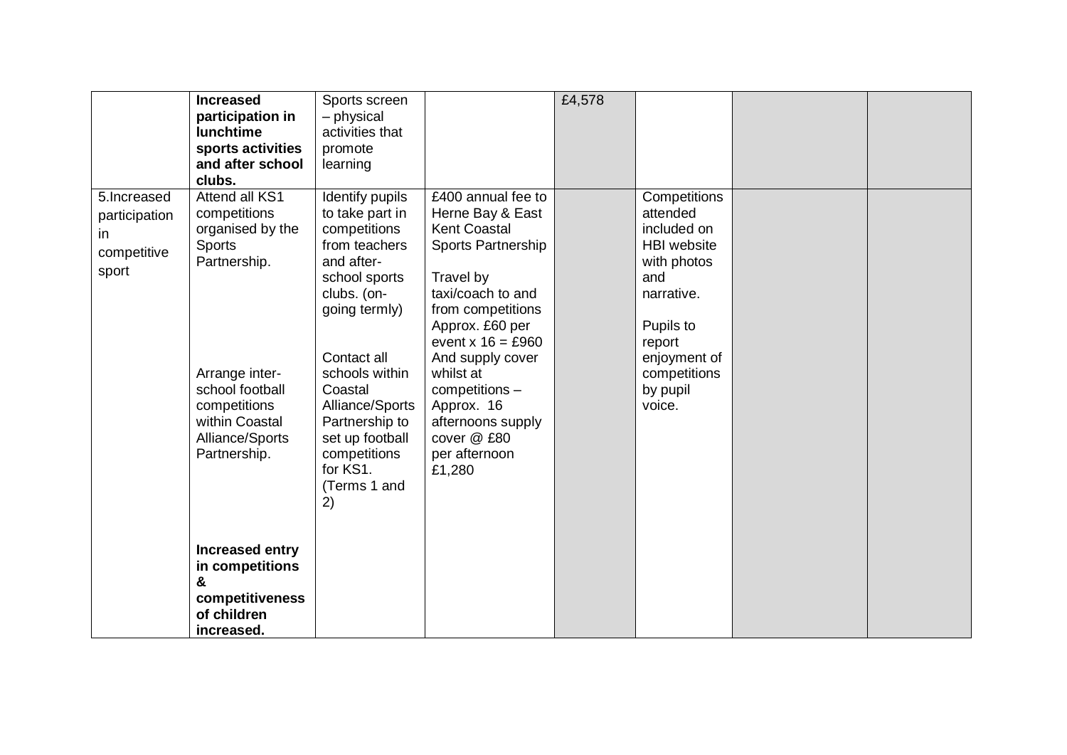| | | | | | | | |
|---|---|---|---|---|---|---|---|
| | **Increased participation in lunchtime sports activities and after school clubs.** | Sports screen – physical activities that promote learning | | £4,578 | | | |
| 5.Increased participation in competitive sport | Attend all KS1 competitions organised by the Sports Partnership.<br><br>Arrange inter-school football competitions within Coastal Alliance/Sports Partnership.<br><br>**Increased entry in competitions & competitiveness of children increased.** | Identify pupils to take part in competitions from teachers and after-school sports clubs. (on-going termly)<br><br>Contact all schools within Coastal Alliance/Sports Partnership to set up football competitions for KS1. (Terms 1 and 2) | £400 annual fee to Herne Bay & East Kent Coastal Sports Partnership<br><br>Travel by taxi/coach to and from competitions Approx. £60 per event x 16 = £960 And supply cover whilst at competitions – Approx. 16 afternoons supply cover @ £80 per afternoon £1,280 | | Competitions attended included on HBI website with photos and narrative.<br><br>Pupils to report enjoyment of competitions by pupil voice. | | |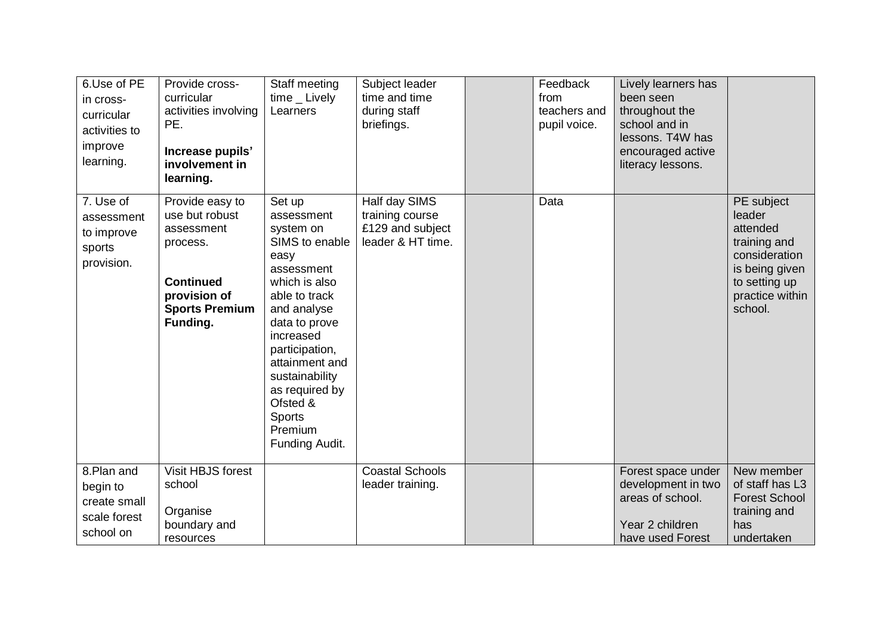| | | | | | | | |
|---|---|---|---|---|---|---|---|
| 6.Use of PE in cross-curricular activities to improve learning. | Provide cross-curricular activities involving PE.<br><br>**Increase pupils' involvement in learning.** | Staff meeting time _ Lively Learners | Subject leader time and time during staff briefings. | | Feedback from teachers and pupil voice. | Lively learners has been seen throughout the school and in lessons. T4W has encouraged active literacy lessons. | |
| 7. Use of assessment to improve sports provision. | Provide easy to use but robust assessment process.<br><br>**Continued provision of Sports Premium Funding.** | Set up assessment system on SIMS to enable easy assessment which is also able to track and analyse data to prove increased participation, attainment and sustainability as required by Ofsted & Sports Premium Funding Audit. | Half day SIMS training course £129 and subject leader & HT time. | | Data | | PE subject leader attended training and consideration is being given to setting up practice within school. |
| 8.Plan and begin to create small scale forest school on | Visit HBJS forest school<br><br>Organise boundary and resources | | Coastal Schools leader training. | | | Forest space under development in two areas of school.<br><br>Year 2 children have used Forest | New member of staff has L3 Forest School training and has undertaken |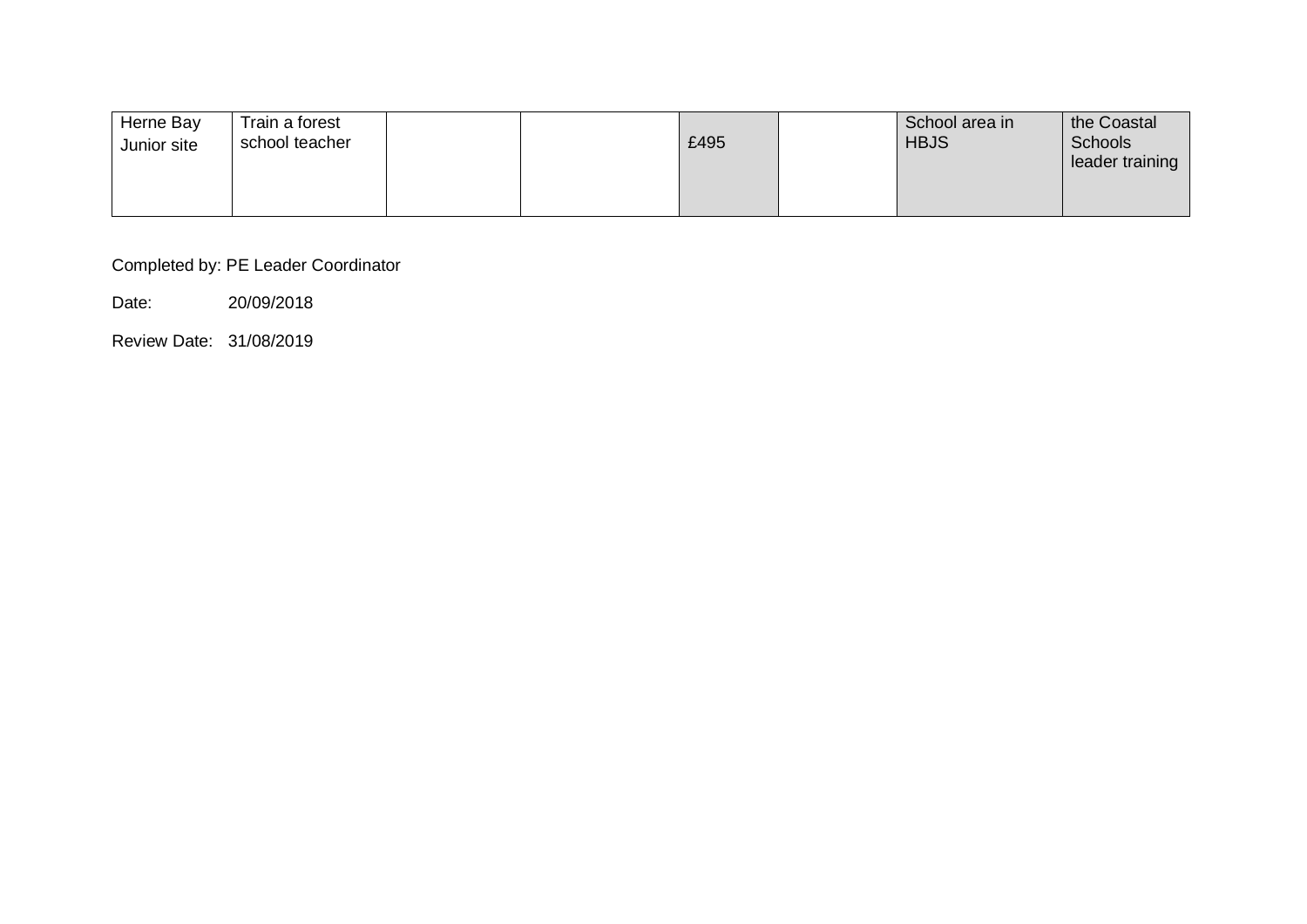| | | | | | | | |
|---|---|---|---|---|---|---|---|
| Herne Bay Junior site | Train a forest school teacher | | | £495 | | School area in HBJS | the Coastal Schools leader training |

Completed by: PE Leader Coordinator

Date: 20/09/2018

Review Date: 31/08/2019